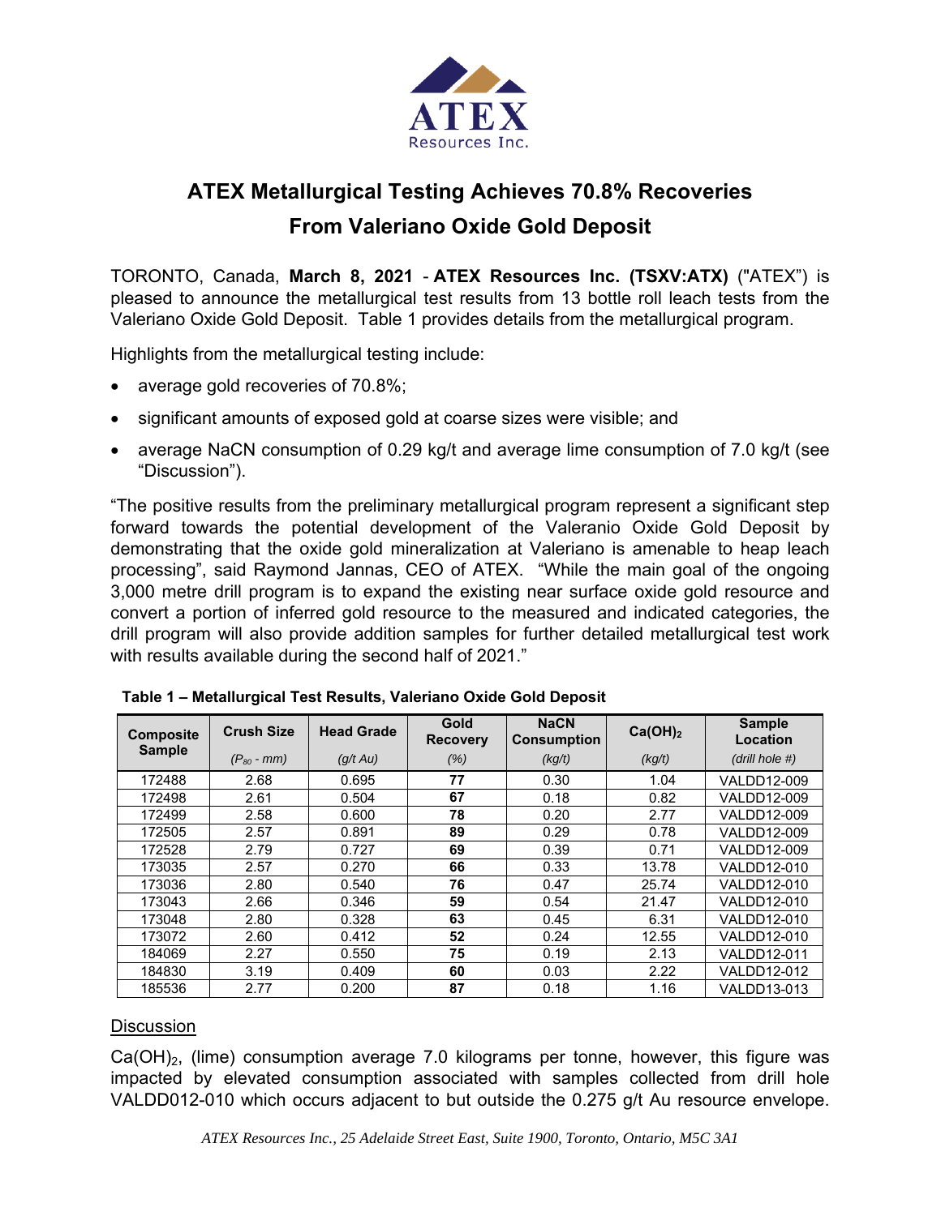ATEX Resources Inc.

# ATEX Metallurgical Testing Achieves 70.8% Recoveries From Valeriano Oxide Gold Deposit

TORONTO, Canada, **March 8, 2021** - **ATEX Resources Inc. (TSXV:ATX)** ("ATEX") is pleased to announce the metallurgical test results from 13 bottle roll leach tests from the Valeriano Oxide Gold Deposit. Table 1 provides details from the metallurgical program.

Highlights from the metallurgical testing include:

- average gold recoveries of 70.8%;
- significant amounts of exposed gold at coarse sizes were visible; and
- average NaCN consumption of 0.29 kg/t and average lime consumption of 7.0 kg/t (see "Discussion").

"The positive results from the preliminary metallurgical program represent a significant step forward towards the potential development of the Valeranio Oxide Gold Deposit by demonstrating that the oxide gold mineralization at Valeriano is amenable to heap leach processing", said Raymond Jannas, CEO of ATEX. "While the main goal of the ongoing 3,000 metre drill program is to expand the existing near surface oxide gold resource and convert a portion of inferred gold resource to the measured and indicated categories, the drill program will also provide addition samples for further detailed metallurgical test work with results available during the second half of 2021."

**Table 1 – Metallurgical Test Results, Valeriano Oxide Gold Deposit**

| Composite Sample | Crush Size ($P_{80}$ - mm) | Head Grade (g/t Au) | Gold Recovery (%) | NaCN Consumption (kg/t) | $Ca(OH)_2$ (kg/t) | Sample Location (drill hole #) |
|---|---|---|---|---|---|---|
| 172488 | 2.68 | 0.695 | **77** | 0.30 | 1.04 | VALDD12-009 |
| 172498 | 2.61 | 0.504 | **67** | 0.18 | 0.82 | VALDD12-009 |
| 172499 | 2.58 | 0.600 | **78** | 0.20 | 2.77 | VALDD12-009 |
| 172505 | 2.57 | 0.891 | **89** | 0.29 | 0.78 | VALDD12-009 |
| 172528 | 2.79 | 0.727 | **69** | 0.39 | 0.71 | VALDD12-009 |
| 173035 | 2.57 | 0.270 | **66** | 0.33 | 13.78 | VALDD12-010 |
| 173036 | 2.80 | 0.540 | **76** | 0.47 | 25.74 | VALDD12-010 |
| 173043 | 2.66 | 0.346 | **59** | 0.54 | 21.47 | VALDD12-010 |
| 173048 | 2.80 | 0.328 | **63** | 0.45 | 6.31 | VALDD12-010 |
| 173072 | 2.60 | 0.412 | **52** | 0.24 | 12.55 | VALDD12-010 |
| 184069 | 2.27 | 0.550 | **75** | 0.19 | 2.13 | VALDD12-011 |
| 184830 | 3.19 | 0.409 | **60** | 0.03 | 2.22 | VALDD12-012 |
| 185536 | 2.77 | 0.200 | **87** | 0.18 | 1.16 | VALDD13-013 |

## Discussion

$Ca(OH)_2$, (lime) consumption average 7.0 kilograms per tonne, however, this figure was impacted by elevated consumption associated with samples collected from drill hole VALDD012-010 which occurs adjacent to but outside the 0.275 g/t Au resource envelope.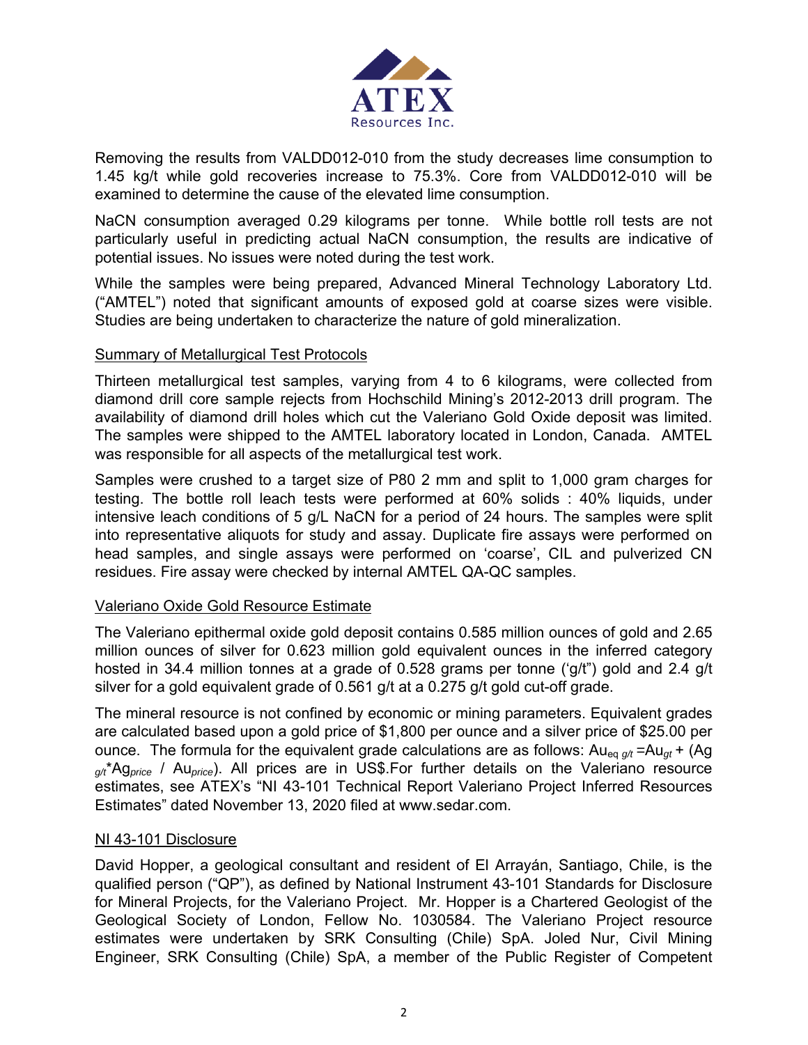Removing the results from VALDD012-010 from the study decreases lime consumption to 1.45 kg/t while gold recoveries increase to 75.3%. Core from VALDD012-010 will be examined to determine the cause of the elevated lime consumption.

NaCN consumption averaged 0.29 kilograms per tonne. While bottle roll tests are not particularly useful in predicting actual NaCN consumption, the results are indicative of potential issues. No issues were noted during the test work.

While the samples were being prepared, Advanced Mineral Technology Laboratory Ltd. ("AMTEL") noted that significant amounts of exposed gold at coarse sizes were visible. Studies are being undertaken to characterize the nature of gold mineralization.

## Summary of Metallurgical Test Protocols

Thirteen metallurgical test samples, varying from 4 to 6 kilograms, were collected from diamond drill core sample rejects from Hochschild Mining's 2012-2013 drill program. The availability of diamond drill holes which cut the Valeriano Gold Oxide deposit was limited. The samples were shipped to the AMTEL laboratory located in London, Canada. AMTEL was responsible for all aspects of the metallurgical test work.

Samples were crushed to a target size of P80 2 mm and split to 1,000 gram charges for testing. The bottle roll leach tests were performed at 60% solids : 40% liquids, under intensive leach conditions of 5 g/L NaCN for a period of 24 hours. The samples were split into representative aliquots for study and assay. Duplicate fire assays were performed on head samples, and single assays were performed on 'coarse', CIL and pulverized CN residues. Fire assay were checked by internal AMTEL QA-QC samples.

## Valeriano Oxide Gold Resource Estimate

The Valeriano epithermal oxide gold deposit contains 0.585 million ounces of gold and 2.65 million ounces of silver for 0.623 million gold equivalent ounces in the inferred category hosted in 34.4 million tonnes at a grade of 0.528 grams per tonne ('g/t") gold and 2.4 g/t silver for a gold equivalent grade of 0.561 g/t at a 0.275 g/t gold cut-off grade.

The mineral resource is not confined by economic or mining parameters. Equivalent grades are calculated based upon a gold price of $1,800 per ounce and a silver price of $25.00 per ounce. The formula for the equivalent grade calculations are as follows: $Au_{eq\ g/t} = Au_{gt} + (Ag_{g/t} * Ag_{price} / Au_{price})$. All prices are in US$.For further details on the Valeriano resource estimates, see ATEX's "NI 43-101 Technical Report Valeriano Project Inferred Resources Estimates" dated November 13, 2020 filed at www.sedar.com.

## NI 43-101 Disclosure

David Hopper, a geological consultant and resident of El Arrayán, Santiago, Chile, is the qualified person ("QP"), as defined by National Instrument 43-101 Standards for Disclosure for Mineral Projects, for the Valeriano Project. Mr. Hopper is a Chartered Geologist of the Geological Society of London, Fellow No. 1030584. The Valeriano Project resource estimates were undertaken by SRK Consulting (Chile) SpA. Joled Nur, Civil Mining Engineer, SRK Consulting (Chile) SpA, a member of the Public Register of Competent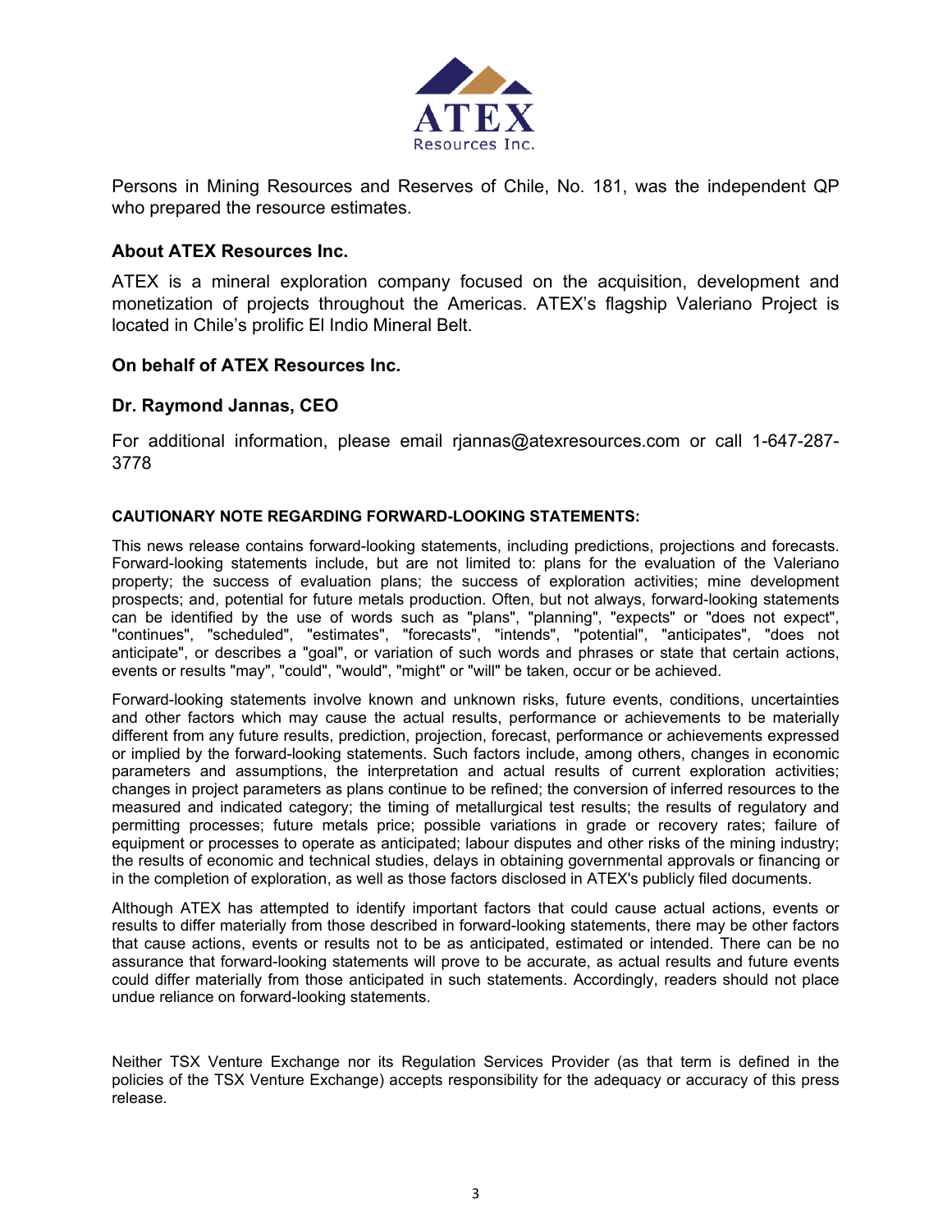Persons in Mining Resources and Reserves of Chile, No. 181, was the independent QP who prepared the resource estimates.

## About ATEX Resources Inc.

ATEX is a mineral exploration company focused on the acquisition, development and monetization of projects throughout the Americas. ATEX's flagship Valeriano Project is located in Chile's prolific El Indio Mineral Belt.

**On behalf of ATEX Resources Inc.**

**Dr. Raymond Jannas, CEO**

For additional information, please email rjannas@atexresources.com or call 1-647-287-3778

**CAUTIONARY NOTE REGARDING FORWARD-LOOKING STATEMENTS:**

This news release contains forward-looking statements, including predictions, projections and forecasts. Forward-looking statements include, but are not limited to: plans for the evaluation of the Valeriano property; the success of evaluation plans; the success of exploration activities; mine development prospects; and, potential for future metals production. Often, but not always, forward-looking statements can be identified by the use of words such as "plans", "planning", "expects" or "does not expect", "continues", "scheduled", "estimates", "forecasts", "intends", "potential", "anticipates", "does not anticipate", or describes a "goal", or variation of such words and phrases or state that certain actions, events or results "may", "could", "would", "might" or "will" be taken, occur or be achieved.

Forward-looking statements involve known and unknown risks, future events, conditions, uncertainties and other factors which may cause the actual results, performance or achievements to be materially different from any future results, prediction, projection, forecast, performance or achievements expressed or implied by the forward-looking statements. Such factors include, among others, changes in economic parameters and assumptions, the interpretation and actual results of current exploration activities; changes in project parameters as plans continue to be refined; the conversion of inferred resources to the measured and indicated category; the timing of metallurgical test results; the results of regulatory and permitting processes; future metals price; possible variations in grade or recovery rates; failure of equipment or processes to operate as anticipated; labour disputes and other risks of the mining industry; the results of economic and technical studies, delays in obtaining governmental approvals or financing or in the completion of exploration, as well as those factors disclosed in ATEX's publicly filed documents.

Although ATEX has attempted to identify important factors that could cause actual actions, events or results to differ materially from those described in forward-looking statements, there may be other factors that cause actions, events or results not to be as anticipated, estimated or intended. There can be no assurance that forward-looking statements will prove to be accurate, as actual results and future events could differ materially from those anticipated in such statements. Accordingly, readers should not place undue reliance on forward-looking statements.

Neither TSX Venture Exchange nor its Regulation Services Provider (as that term is defined in the policies of the TSX Venture Exchange) accepts responsibility for the adequacy or accuracy of this press release.